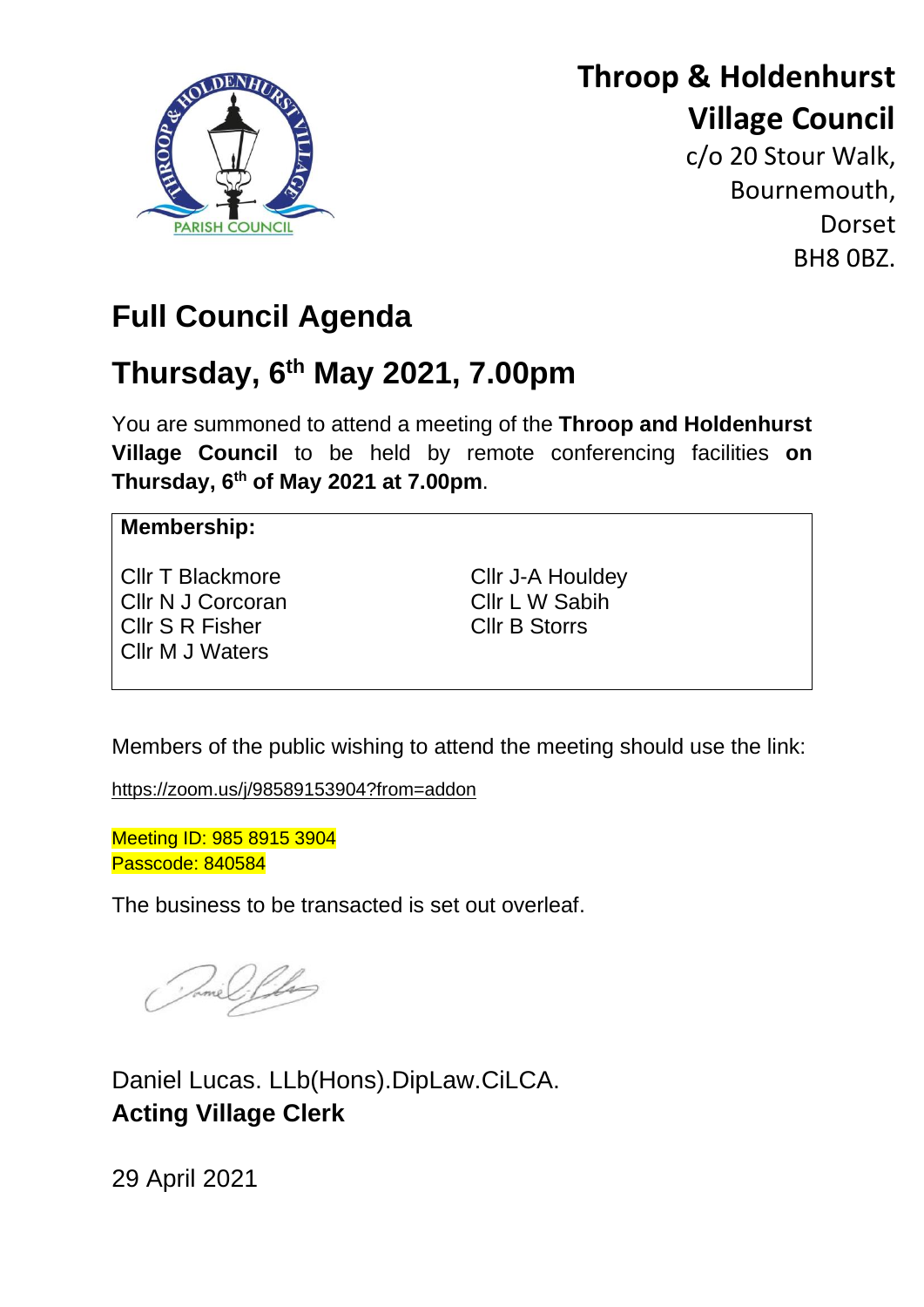# Throop & Holdenhurst Village Council

c/o 20 Stour Walk,
Bournemouth,
Dorset
BH8 0BZ.

# Full Council Agenda

## Thursday, 6th May 2021, 7.00pm

You are summoned to attend a meeting of the **Throop and Holdenhurst Village Council** to be held by remote conferencing facilities **on Thursday, 6th of May 2021 at 7.00pm**.

| **Membership:** | |
|---|---|
| Cllr T Blackmore | Cllr J-A Houldey |
| Cllr N J Corcoran | Cllr L W Sabih |
| Cllr S R Fisher | Cllr B Storrs |
| Cllr M J Waters | |

Members of the public wishing to attend the meeting should use the link:

https://zoom.us/j/98589153904?from=addon

Meeting ID: 985 8915 3904
Passcode: 840584

The business to be transacted is set out overleaf.

Daniel Lucas. LLb(Hons).DipLaw.CiLCA.
**Acting Village Clerk**

29 April 2021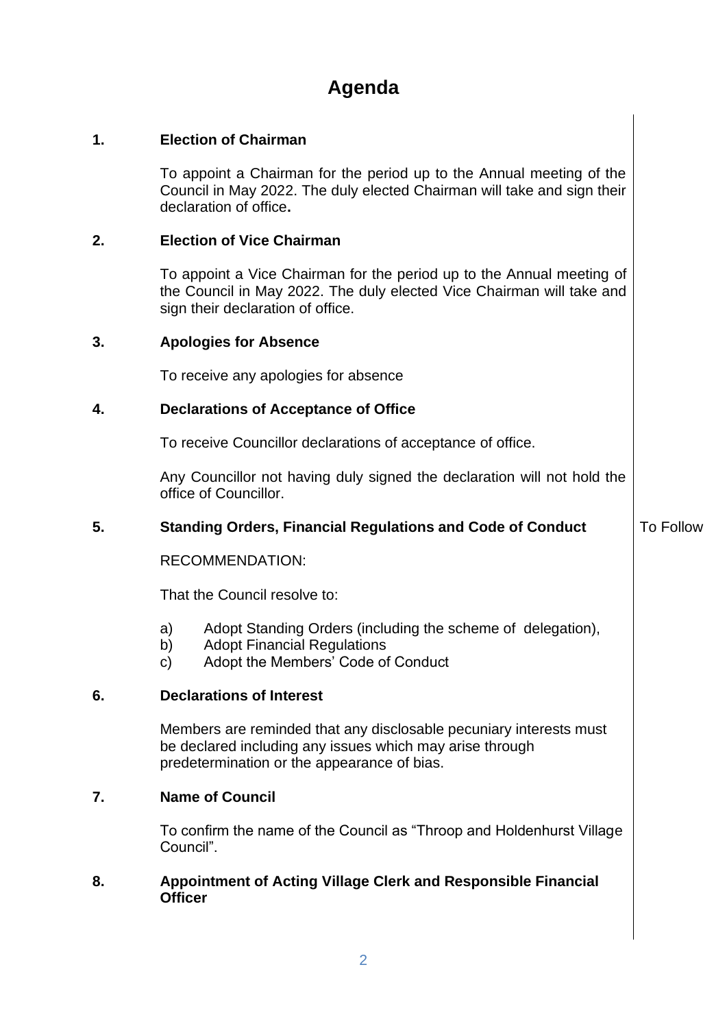# Agenda

**1. Election of Chairman**

To appoint a Chairman for the period up to the Annual meeting of the Council in May 2022. The duly elected Chairman will take and sign their declaration of office**.**

**2. Election of Vice Chairman**

To appoint a Vice Chairman for the period up to the Annual meeting of the Council in May 2022. The duly elected Vice Chairman will take and sign their declaration of office.

**3. Apologies for Absence**

To receive any apologies for absence

**4. Declarations of Acceptance of Office**

To receive Councillor declarations of acceptance of office.

Any Councillor not having duly signed the declaration will not hold the office of Councillor.

**5. Standing Orders, Financial Regulations and Code of Conduct** — To Follow

RECOMMENDATION:

That the Council resolve to:

a) Adopt Standing Orders (including the scheme of delegation),
b) Adopt Financial Regulations
c) Adopt the Members' Code of Conduct

**6. Declarations of Interest**

Members are reminded that any disclosable pecuniary interests must be declared including any issues which may arise through predetermination or the appearance of bias.

**7. Name of Council**

To confirm the name of the Council as "Throop and Holdenhurst Village Council".

**8. Appointment of Acting Village Clerk and Responsible Financial Officer**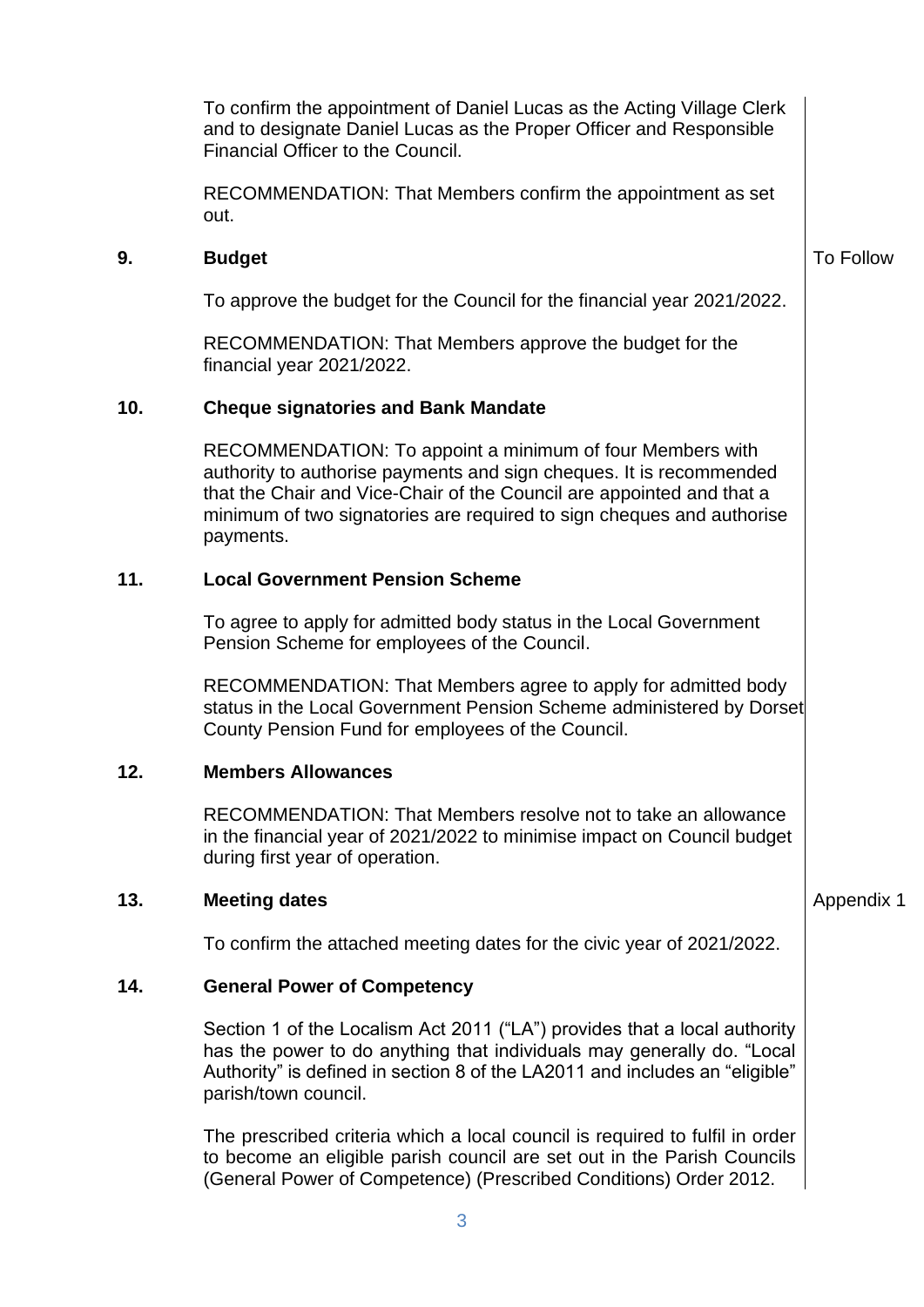To confirm the appointment of Daniel Lucas as the Acting Village Clerk and to designate Daniel Lucas as the Proper Officer and Responsible Financial Officer to the Council.

RECOMMENDATION: That Members confirm the appointment as set out.

## 9. Budget

*To Follow*

To approve the budget for the Council for the financial year 2021/2022.

RECOMMENDATION: That Members approve the budget for the financial year 2021/2022.

## 10. Cheque signatories and Bank Mandate

RECOMMENDATION: To appoint a minimum of four Members with authority to authorise payments and sign cheques. It is recommended that the Chair and Vice-Chair of the Council are appointed and that a minimum of two signatories are required to sign cheques and authorise payments.

## 11. Local Government Pension Scheme

To agree to apply for admitted body status in the Local Government Pension Scheme for employees of the Council.

RECOMMENDATION: That Members agree to apply for admitted body status in the Local Government Pension Scheme administered by Dorset County Pension Fund for employees of the Council.

## 12. Members Allowances

RECOMMENDATION: That Members resolve not to take an allowance in the financial year of 2021/2022 to minimise impact on Council budget during first year of operation.

## 13. Meeting dates

*Appendix 1*

To confirm the attached meeting dates for the civic year of 2021/2022.

## 14. General Power of Competency

Section 1 of the Localism Act 2011 ("LA") provides that a local authority has the power to do anything that individuals may generally do. "Local Authority" is defined in section 8 of the LA2011 and includes an "eligible" parish/town council.

The prescribed criteria which a local council is required to fulfil in order to become an eligible parish council are set out in the Parish Councils (General Power of Competence) (Prescribed Conditions) Order 2012.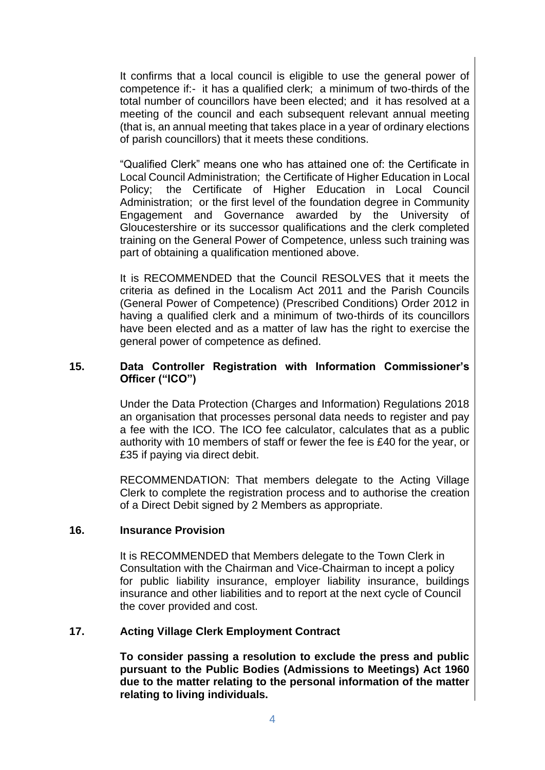It confirms that a local council is eligible to use the general power of competence if:- it has a qualified clerk; a minimum of two-thirds of the total number of councillors have been elected; and it has resolved at a meeting of the council and each subsequent relevant annual meeting (that is, an annual meeting that takes place in a year of ordinary elections of parish councillors) that it meets these conditions.

"Qualified Clerk" means one who has attained one of: the Certificate in Local Council Administration; the Certificate of Higher Education in Local Policy; the Certificate of Higher Education in Local Council Administration; or the first level of the foundation degree in Community Engagement and Governance awarded by the University of Gloucestershire or its successor qualifications and the clerk completed training on the General Power of Competence, unless such training was part of obtaining a qualification mentioned above.

It is RECOMMENDED that the Council RESOLVES that it meets the criteria as defined in the Localism Act 2011 and the Parish Councils (General Power of Competence) (Prescribed Conditions) Order 2012 in having a qualified clerk and a minimum of two-thirds of its councillors have been elected and as a matter of law has the right to exercise the general power of competence as defined.

## 15. Data Controller Registration with Information Commissioner's Officer ("ICO")

Under the Data Protection (Charges and Information) Regulations 2018 an organisation that processes personal data needs to register and pay a fee with the ICO. The ICO fee calculator, calculates that as a public authority with 10 members of staff or fewer the fee is £40 for the year, or £35 if paying via direct debit.

RECOMMENDATION: That members delegate to the Acting Village Clerk to complete the registration process and to authorise the creation of a Direct Debit signed by 2 Members as appropriate.

## 16. Insurance Provision

It is RECOMMENDED that Members delegate to the Town Clerk in Consultation with the Chairman and Vice-Chairman to incept a policy for public liability insurance, employer liability insurance, buildings insurance and other liabilities and to report at the next cycle of Council the cover provided and cost.

## 17. Acting Village Clerk Employment Contract

**To consider passing a resolution to exclude the press and public pursuant to the Public Bodies (Admissions to Meetings) Act 1960 due to the matter relating to the personal information of the matter relating to living individuals.**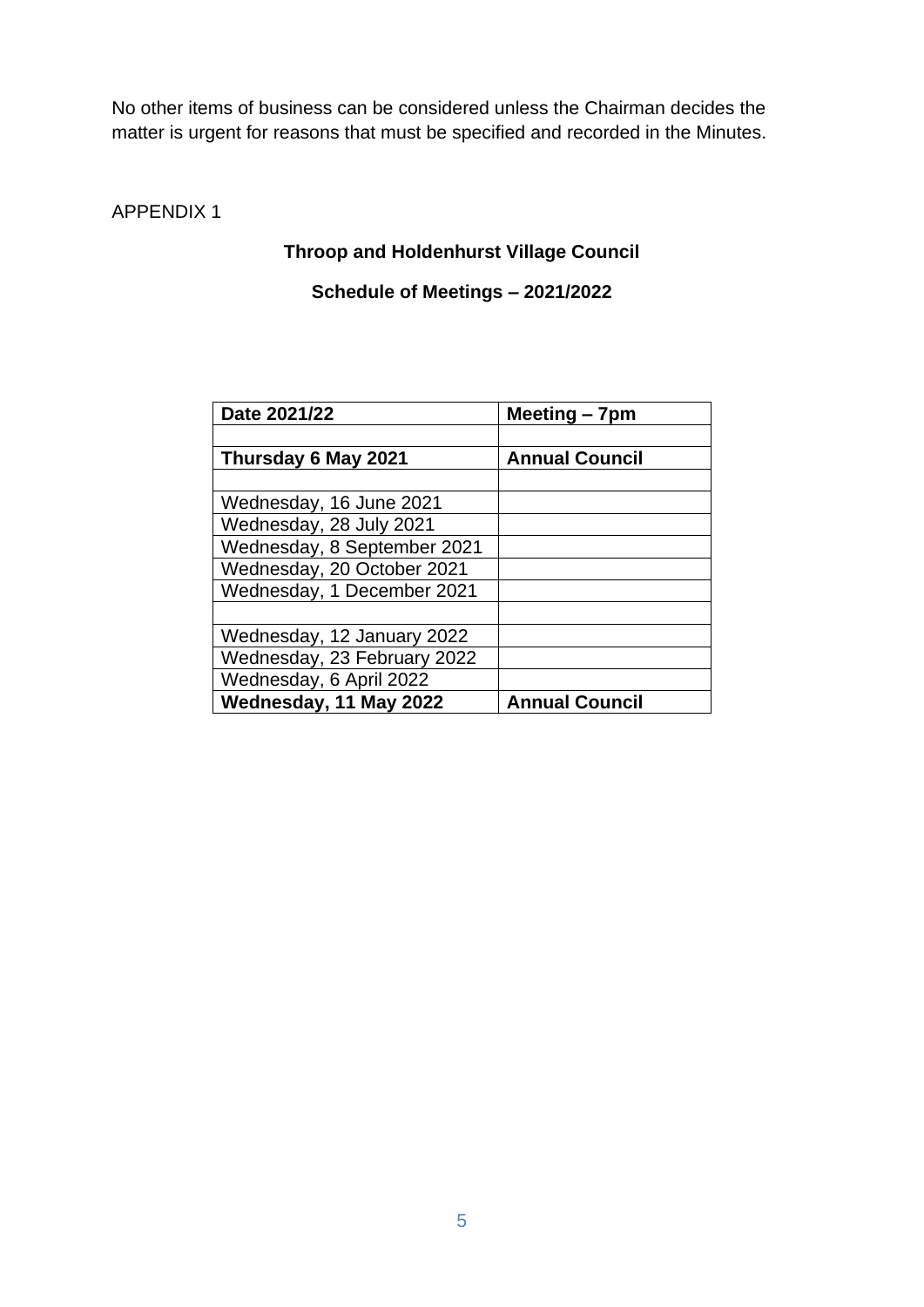No other items of business can be considered unless the Chairman decides the matter is urgent for reasons that must be specified and recorded in the Minutes.

APPENDIX 1

**Throop and Holdenhurst Village Council**

**Schedule of Meetings – 2021/2022**

| **Date 2021/22** | **Meeting – 7pm** |
|---|---|
| | |
| **Thursday 6 May 2021** | **Annual Council** |
| | |
| Wednesday, 16 June 2021 | |
| Wednesday, 28 July 2021 | |
| Wednesday, 8 September 2021 | |
| Wednesday, 20 October 2021 | |
| Wednesday, 1 December 2021 | |
| | |
| Wednesday, 12 January 2022 | |
| Wednesday, 23 February 2022 | |
| Wednesday, 6 April 2022 | |
| **Wednesday, 11 May 2022** | **Annual Council** |